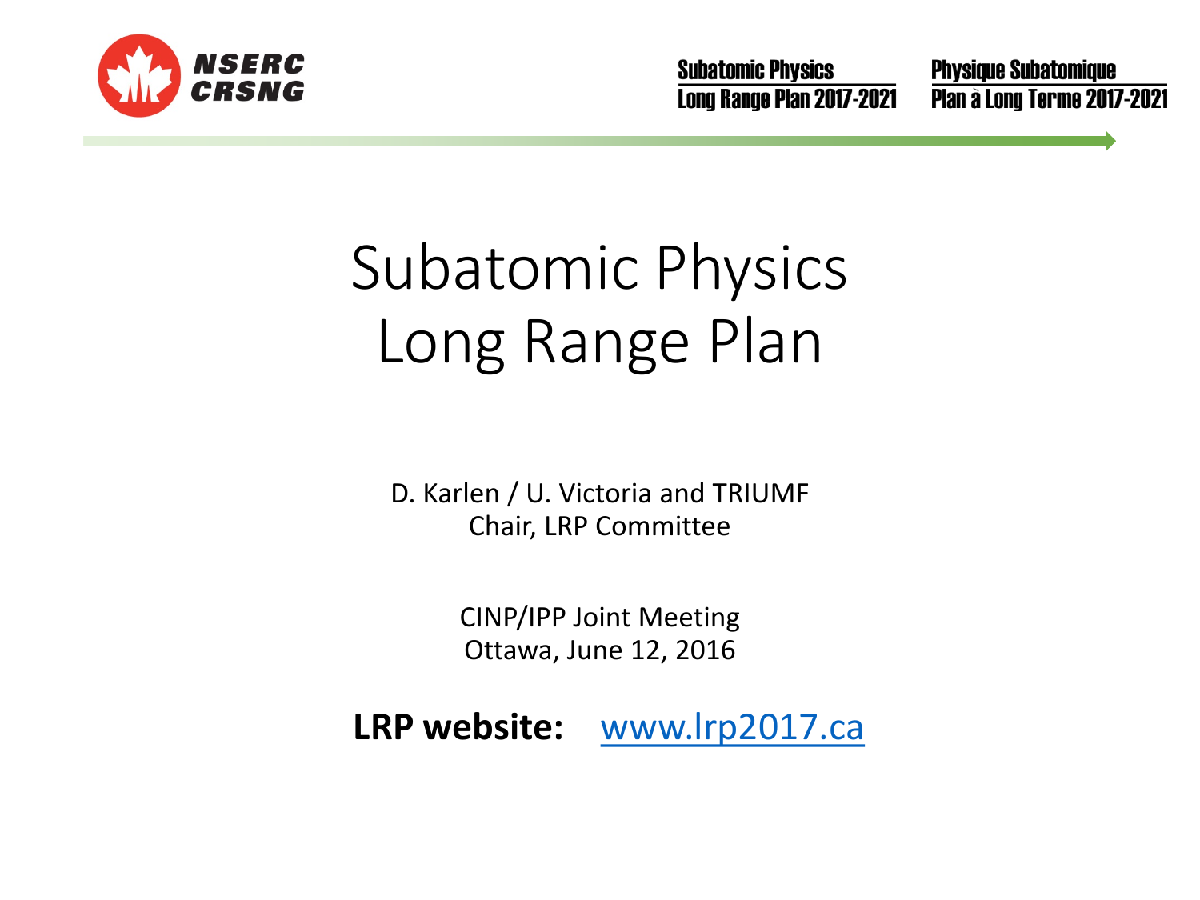NSERC CRSNG

Subatomic Physics
Long Range Plan 2017-2021

Physique Subatomique
Plan à Long Terme 2017-2021

# Subatomic Physics Long Range Plan

D. Karlen / U. Victoria and TRIUMF
Chair, LRP Committee

CINP/IPP Joint Meeting
Ottawa, June 12, 2016

**LRP website:** www.lrp2017.ca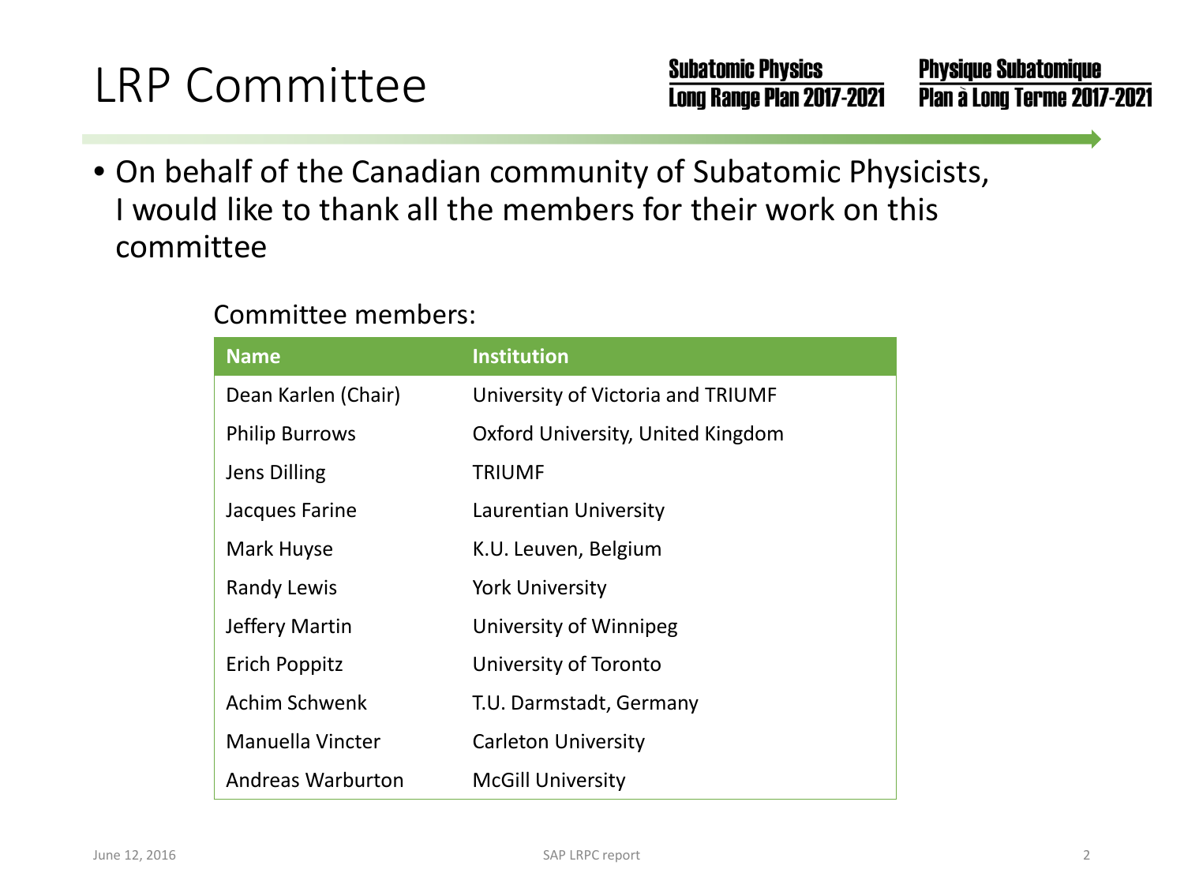# LRP Committee

- On behalf of the Canadian community of Subatomic Physicists, I would like to thank all the members for their work on this committee

Committee members:

| Name | Institution |
|---|---|
| Dean Karlen (Chair) | University of Victoria and TRIUMF |
| Philip Burrows | Oxford University, United Kingdom |
| Jens Dilling | TRIUMF |
| Jacques Farine | Laurentian University |
| Mark Huyse | K.U. Leuven, Belgium |
| Randy Lewis | York University |
| Jeffery Martin | University of Winnipeg |
| Erich Poppitz | University of Toronto |
| Achim Schwenk | T.U. Darmstadt, Germany |
| Manuella Vincter | Carleton University |
| Andreas Warburton | McGill University |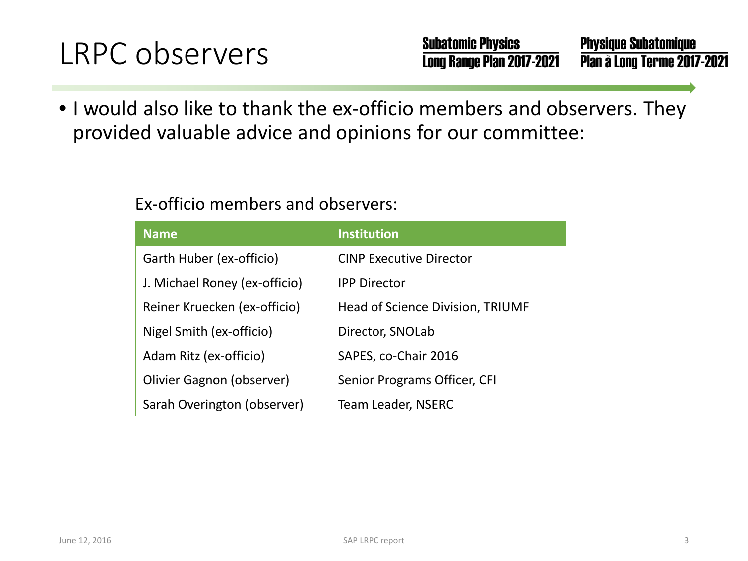# LRPC observers

- I would also like to thank the ex-officio members and observers. They provided valuable advice and opinions for our committee:

Ex-officio members and observers:

| Name | Institution |
| --- | --- |
| Garth Huber (ex-officio) | CINP Executive Director |
| J. Michael Roney (ex-officio) | IPP Director |
| Reiner Kruecken (ex-officio) | Head of Science Division, TRIUMF |
| Nigel Smith (ex-officio) | Director, SNOLab |
| Adam Ritz (ex-officio) | SAPES, co-Chair 2016 |
| Olivier Gagnon (observer) | Senior Programs Officer, CFI |
| Sarah Overington (observer) | Team Leader, NSERC |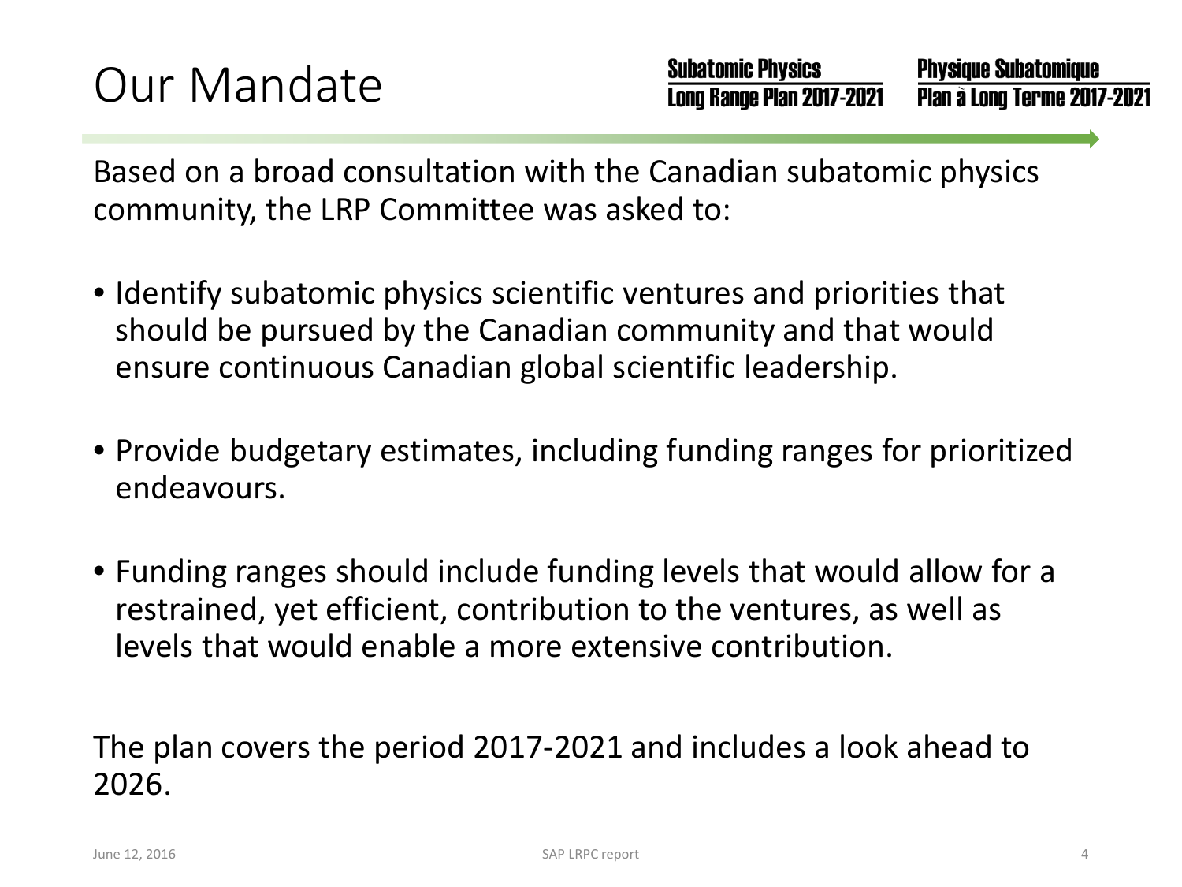# Our Mandate

Based on a broad consultation with the Canadian subatomic physics community, the LRP Committee was asked to:

- Identify subatomic physics scientific ventures and priorities that should be pursued by the Canadian community and that would ensure continuous Canadian global scientific leadership.
- Provide budgetary estimates, including funding ranges for prioritized endeavours.
- Funding ranges should include funding levels that would allow for a restrained, yet efficient, contribution to the ventures, as well as levels that would enable a more extensive contribution.

The plan covers the period 2017-2021 and includes a look ahead to 2026.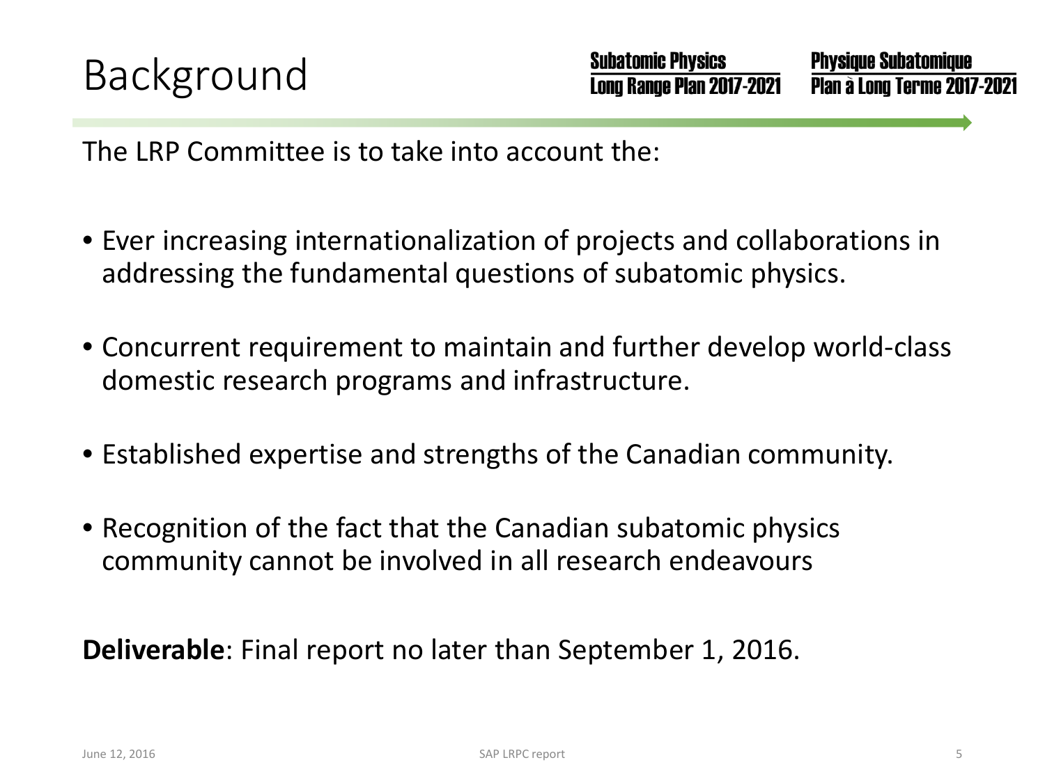# Background

The LRP Committee is to take into account the:

- Ever increasing internationalization of projects and collaborations in addressing the fundamental questions of subatomic physics.
- Concurrent requirement to maintain and further develop world-class domestic research programs and infrastructure.
- Established expertise and strengths of the Canadian community.
- Recognition of the fact that the Canadian subatomic physics community cannot be involved in all research endeavours

**Deliverable**: Final report no later than September 1, 2016.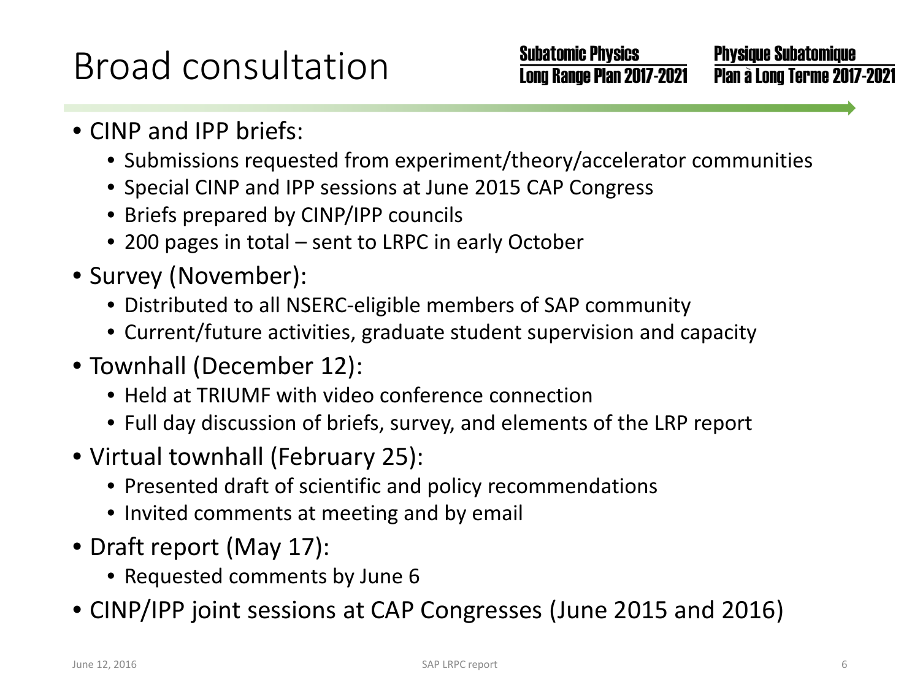# Broad consultation

- CINP and IPP briefs:
  - Submissions requested from experiment/theory/accelerator communities
  - Special CINP and IPP sessions at June 2015 CAP Congress
  - Briefs prepared by CINP/IPP councils
  - 200 pages in total – sent to LRPC in early October
- Survey (November):
  - Distributed to all NSERC-eligible members of SAP community
  - Current/future activities, graduate student supervision and capacity
- Townhall (December 12):
  - Held at TRIUMF with video conference connection
  - Full day discussion of briefs, survey, and elements of the LRP report
- Virtual townhall (February 25):
  - Presented draft of scientific and policy recommendations
  - Invited comments at meeting and by email
- Draft report (May 17):
  - Requested comments by June 6
- CINP/IPP joint sessions at CAP Congresses (June 2015 and 2016)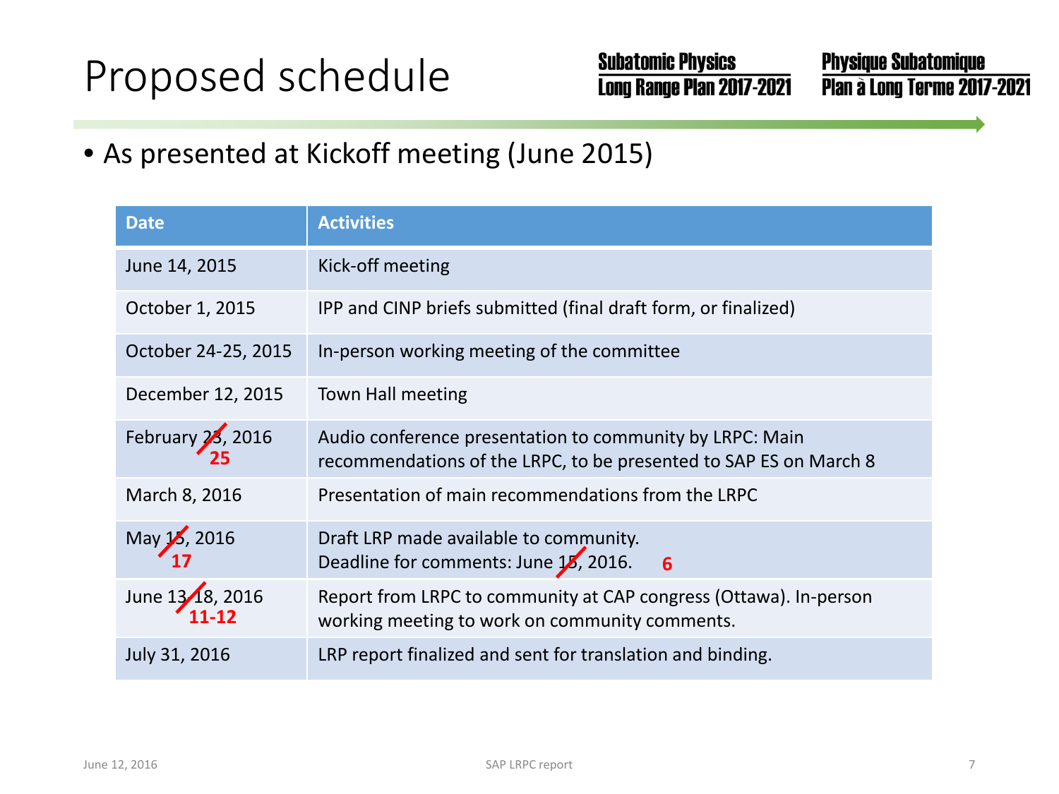# Proposed schedule

Subatomic Physics Long Range Plan 2017-2021 | Physique Subatomique Plan à Long Terme 2017-2021

- As presented at Kickoff meeting (June 2015)

| Date | Activities |
| --- | --- |
| June 14, 2015 | Kick-off meeting |
| October 1, 2015 | IPP and CINP briefs submitted (final draft form, or finalized) |
| October 24-25, 2015 | In-person working meeting of the committee |
| December 12, 2015 | Town Hall meeting |
| February ~~23~~ 25, 2016 | Audio conference presentation to community by LRPC: Main recommendations of the LRPC, to be presented to SAP ES on March 8 |
| March 8, 2016 | Presentation of main recommendations from the LRPC |
| May ~~15~~ 17, 2016 | Draft LRP made available to community. Deadline for comments: June ~~15~~ 6, 2016. |
| June ~~13-18~~ 11-12, 2016 | Report from LRPC to community at CAP congress (Ottawa). In-person working meeting to work on community comments. |
| July 31, 2016 | LRP report finalized and sent for translation and binding. |

June 12, 2016 — SAP LRPC report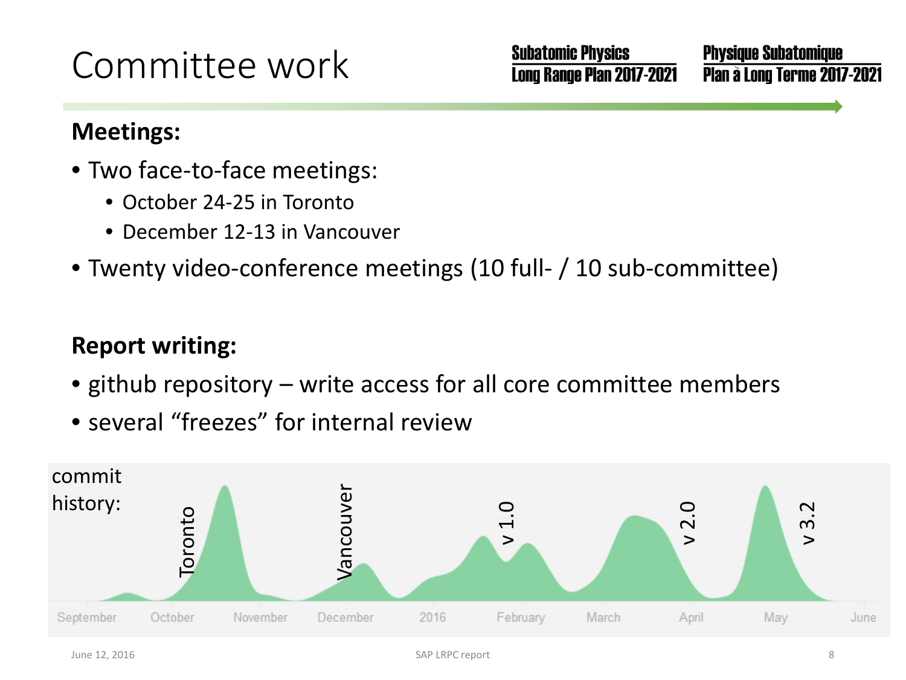# Committee work

**Meetings:**

- Two face-to-face meetings:
  - October 24-25 in Toronto
  - December 12-13 in Vancouver
- Twenty video-conference meetings (10 full- / 10 sub-committee)

**Report writing:**

- github repository – write access for all core committee members
- several “freezes” for internal review

commit history:

Toronto, Vancouver, v 1.0, v 2.0, v 3.2

September, October, November, December, 2016, February, March, April, May, June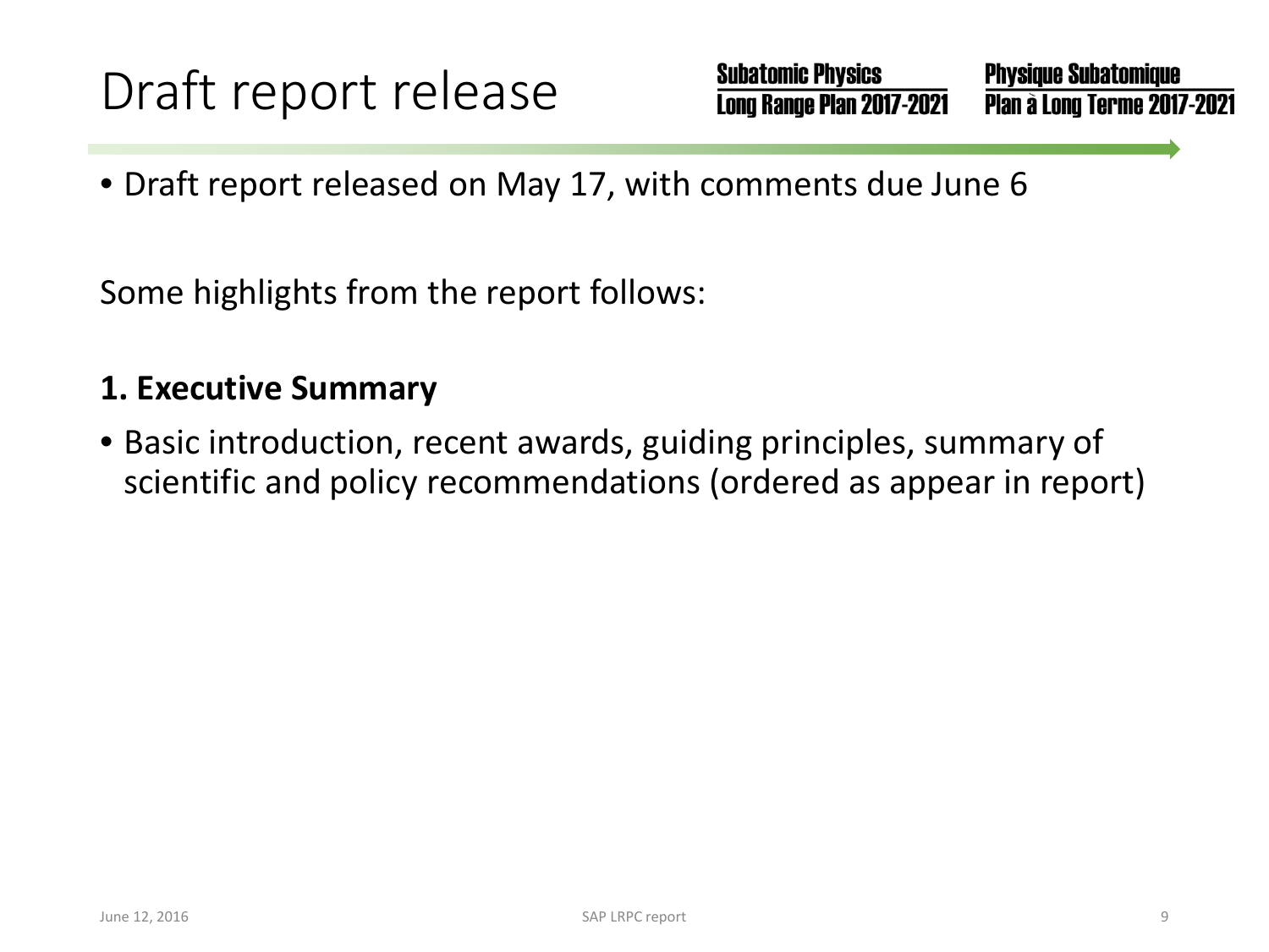# Draft report release

- Draft report released on May 17, with comments due June 6

Some highlights from the report follows:

**1. Executive Summary**

- Basic introduction, recent awards, guiding principles, summary of scientific and policy recommendations (ordered as appear in report)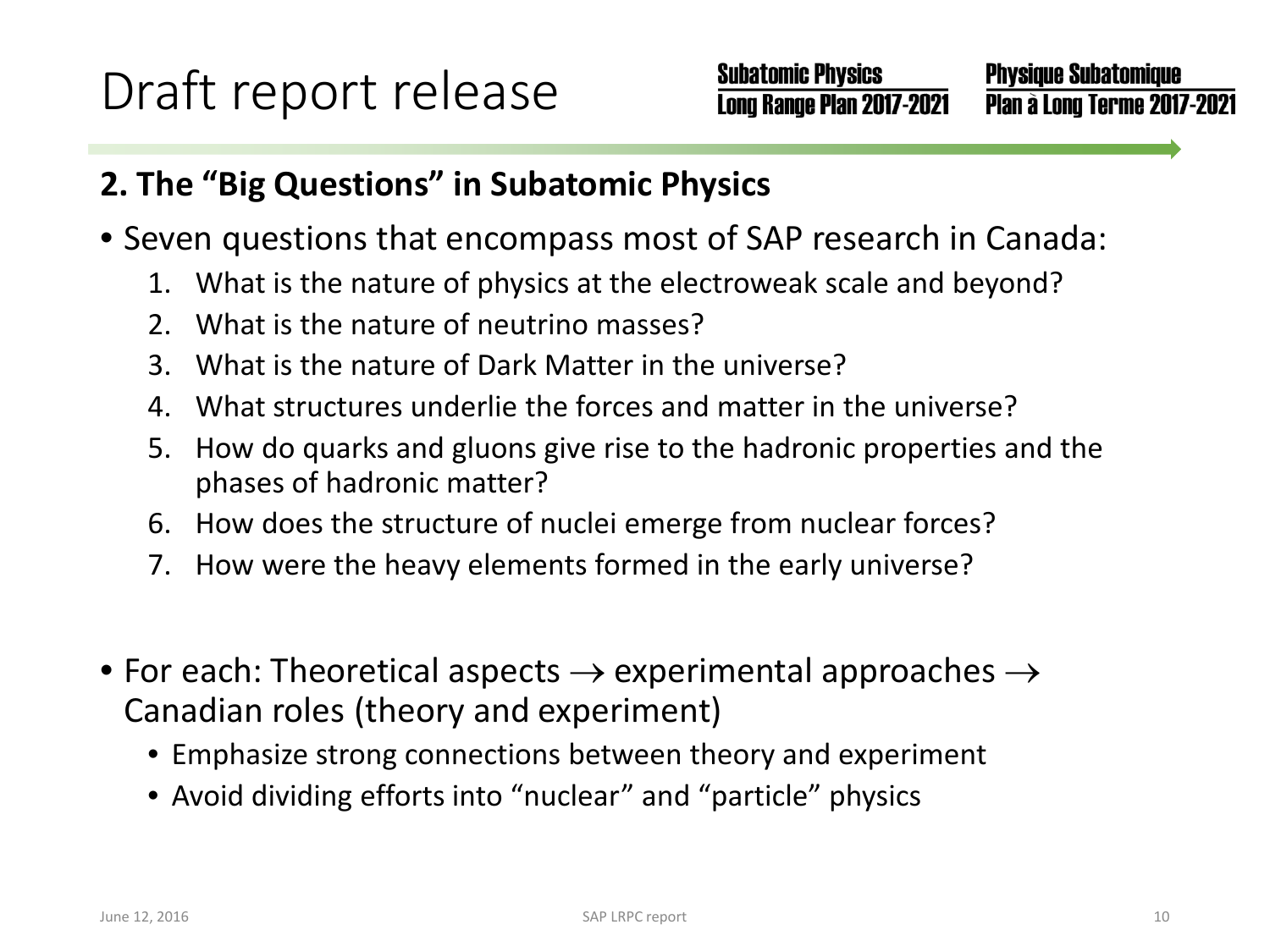# Draft report release

## 2. The "Big Questions" in Subatomic Physics

- Seven questions that encompass most of SAP research in Canada:
  1. What is the nature of physics at the electroweak scale and beyond?
  2. What is the nature of neutrino masses?
  3. What is the nature of Dark Matter in the universe?
  4. What structures underlie the forces and matter in the universe?
  5. How do quarks and gluons give rise to the hadronic properties and the phases of hadronic matter?
  6. How does the structure of nuclei emerge from nuclear forces?
  7. How were the heavy elements formed in the early universe?

- For each: Theoretical aspects $\rightarrow$ experimental approaches $\rightarrow$ Canadian roles (theory and experiment)
  - Emphasize strong connections between theory and experiment
  - Avoid dividing efforts into "nuclear" and "particle" physics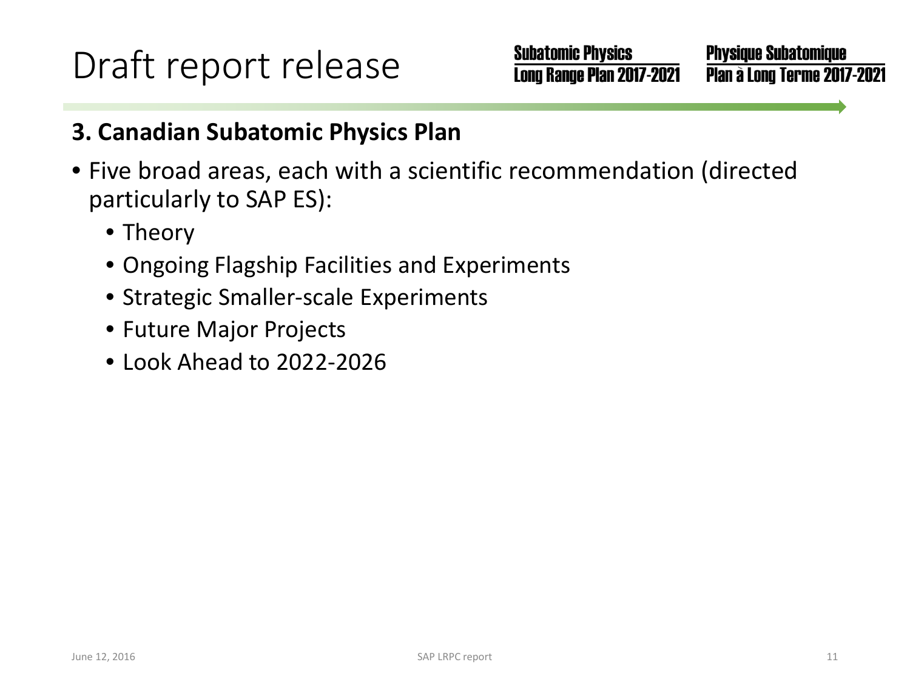# Draft report release

## 3. Canadian Subatomic Physics Plan

- Five broad areas, each with a scientific recommendation (directed particularly to SAP ES):
  - Theory
  - Ongoing Flagship Facilities and Experiments
  - Strategic Smaller-scale Experiments
  - Future Major Projects
  - Look Ahead to 2022-2026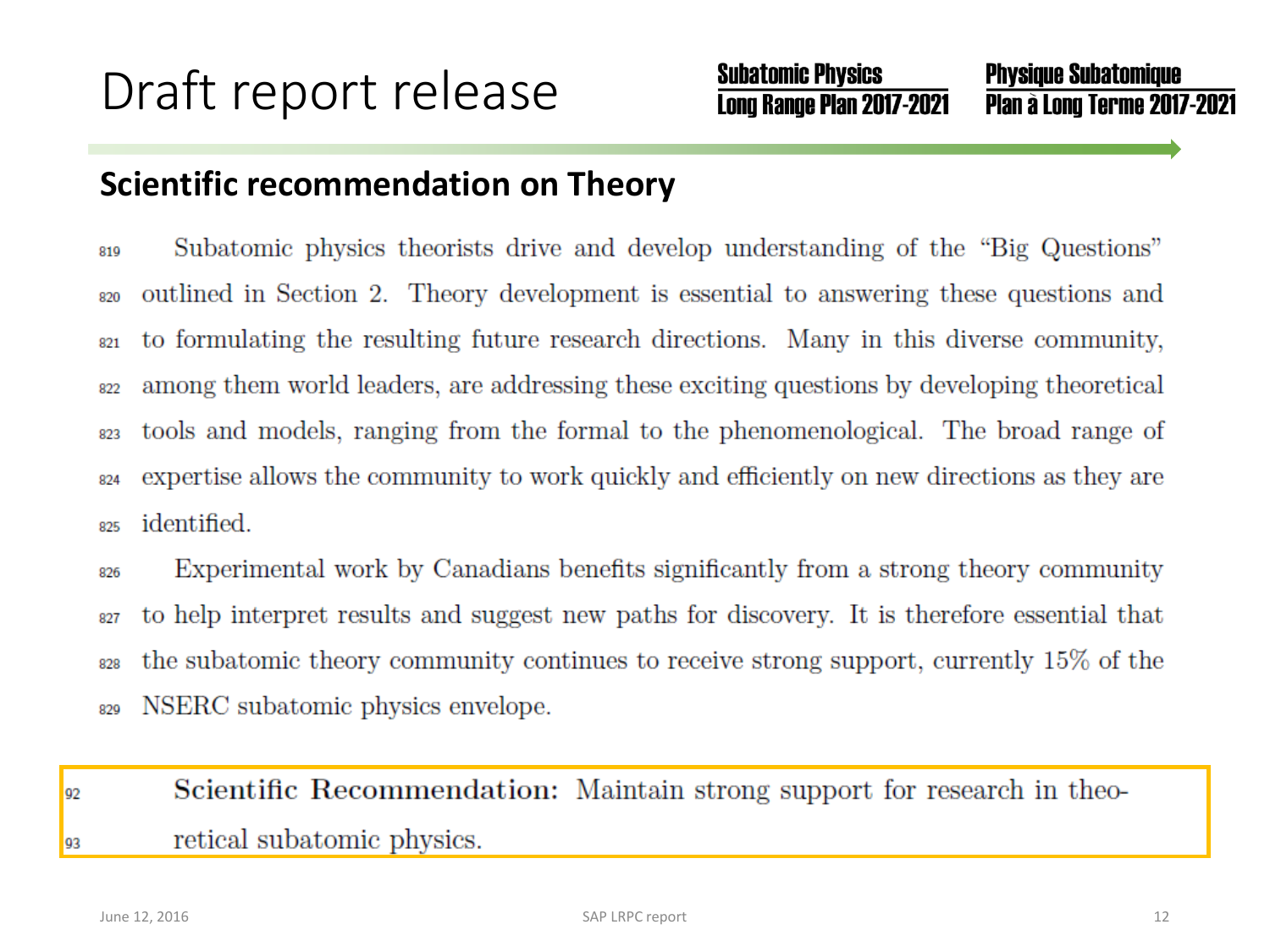# Draft report release

**Subatomic Physics Long Range Plan 2017-2021**

**Physique Subatomique Plan à Long Terme 2017-2021**

## Scientific recommendation on Theory

Subatomic physics theorists drive and develop understanding of the "Big Questions" outlined in Section 2. Theory development is essential to answering these questions and to formulating the resulting future research directions. Many in this diverse community, among them world leaders, are addressing these exciting questions by developing theoretical tools and models, ranging from the formal to the phenomenological. The broad range of expertise allows the community to work quickly and efficiently on new directions as they are identified.

Experimental work by Canadians benefits significantly from a strong theory community to help interpret results and suggest new paths for discovery. It is therefore essential that the subatomic theory community continues to receive strong support, currently 15% of the NSERC subatomic physics envelope.

> **Scientific Recommendation:** Maintain strong support for research in theoretical subatomic physics.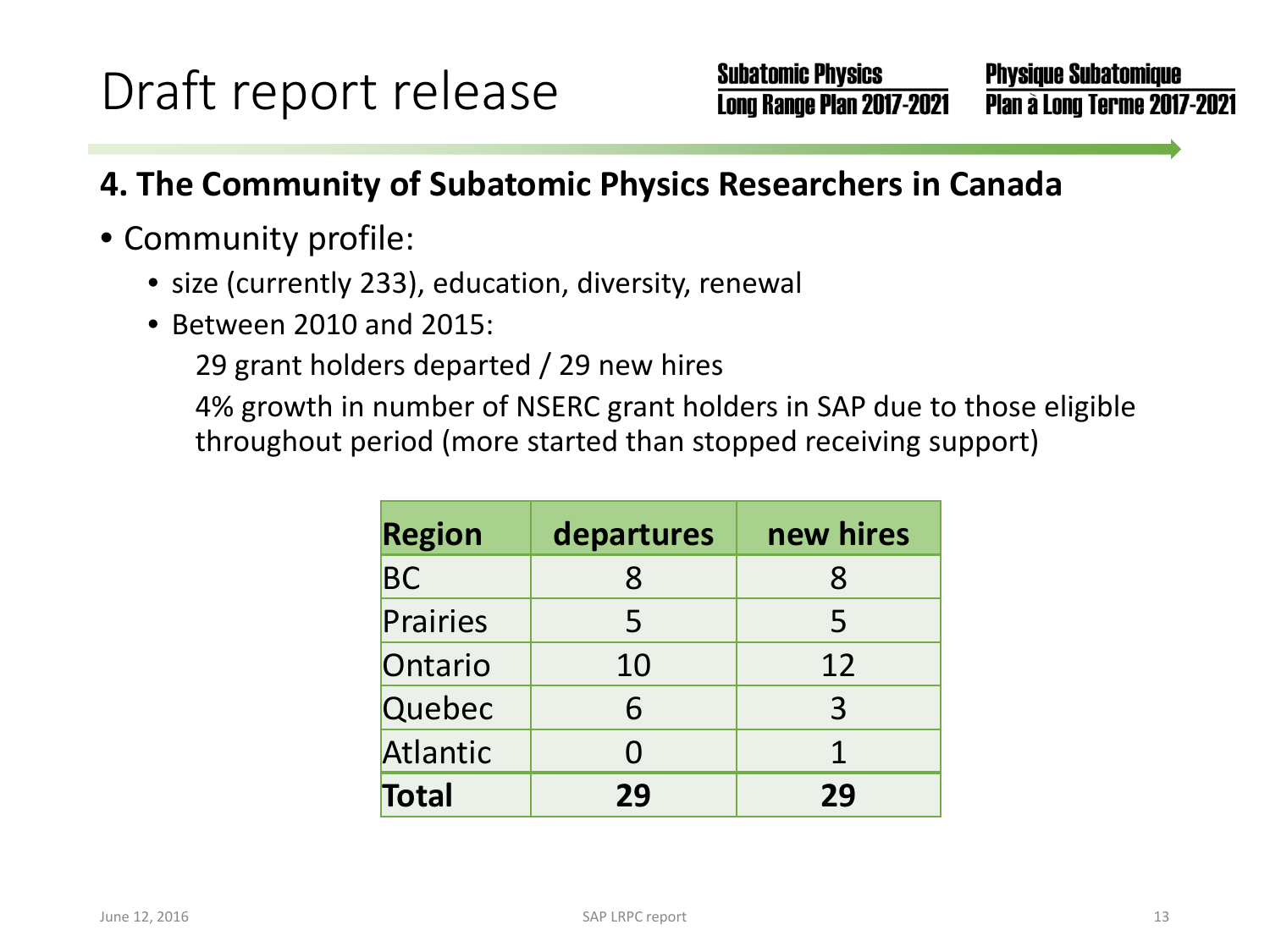# Draft report release

Subatomic Physics Long Range Plan 2017-2021

Physique Subatomique Plan à Long Terme 2017-2021

## 4. The Community of Subatomic Physics Researchers in Canada

- Community profile:
  - size (currently 233), education, diversity, renewal
  - Between 2010 and 2015:

    29 grant holders departed / 29 new hires

    4% growth in number of NSERC grant holders in SAP due to those eligible throughout period (more started than stopped receiving support)

| Region | departures | new hires |
|---|---|---|
| BC | 8 | 8 |
| Prairies | 5 | 5 |
| Ontario | 10 | 12 |
| Quebec | 6 | 3 |
| Atlantic | 0 | 1 |
| **Total** | **29** | **29** |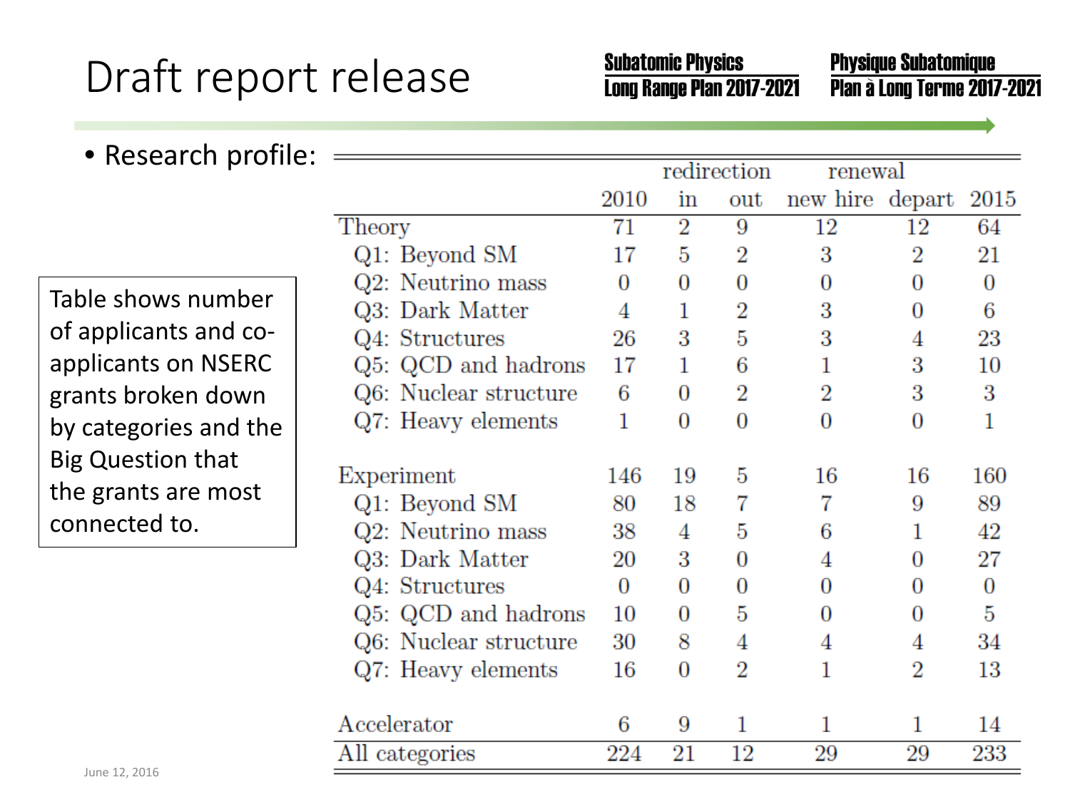# Draft report release

**Subatomic Physics Long Range Plan 2017-2021** | **Physique Subatomique Plan à Long Terme 2017-2021**

- Research profile:

Table shows number of applicants and co-applicants on NSERC grants broken down by categories and the Big Question that the grants are most connected to.

| | | redirection | | renewal | | |
|---|---|---|---|---|---|---|
| | 2010 | in | out | new hire | depart | 2015 |
| Theory | 71 | 2 | 9 | 12 | 12 | 64 |
| Q1: Beyond SM | 17 | 5 | 2 | 3 | 2 | 21 |
| Q2: Neutrino mass | 0 | 0 | 0 | 0 | 0 | 0 |
| Q3: Dark Matter | 4 | 1 | 2 | 3 | 0 | 6 |
| Q4: Structures | 26 | 3 | 5 | 3 | 4 | 23 |
| Q5: QCD and hadrons | 17 | 1 | 6 | 1 | 3 | 10 |
| Q6: Nuclear structure | 6 | 0 | 2 | 2 | 3 | 3 |
| Q7: Heavy elements | 1 | 0 | 0 | 0 | 0 | 1 |
| Experiment | 146 | 19 | 5 | 16 | 16 | 160 |
| Q1: Beyond SM | 80 | 18 | 7 | 7 | 9 | 89 |
| Q2: Neutrino mass | 38 | 4 | 5 | 6 | 1 | 42 |
| Q3: Dark Matter | 20 | 3 | 0 | 4 | 0 | 27 |
| Q4: Structures | 0 | 0 | 0 | 0 | 0 | 0 |
| Q5: QCD and hadrons | 10 | 0 | 5 | 0 | 0 | 5 |
| Q6: Nuclear structure | 30 | 8 | 4 | 4 | 4 | 34 |
| Q7: Heavy elements | 16 | 0 | 2 | 1 | 2 | 13 |
| Accelerator | 6 | 9 | 1 | 1 | 1 | 14 |
| All categories | 224 | 21 | 12 | 29 | 29 | 233 |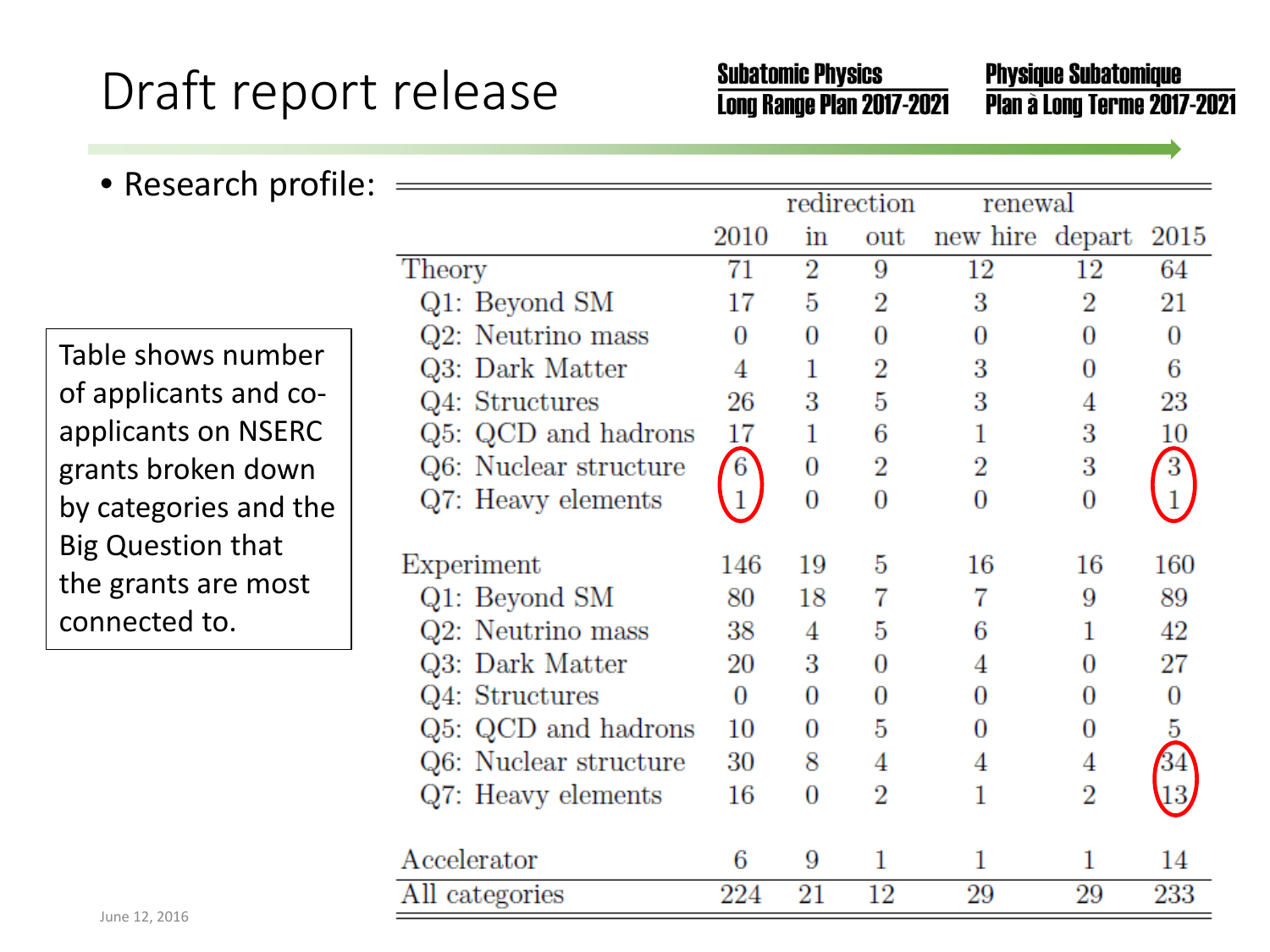# Draft report release

**Subatomic Physics Long Range Plan 2017-2021** | **Physique Subatomique Plan à Long Terme 2017-2021**

- Research profile:

Table shows number of applicants and co-applicants on NSERC grants broken down by categories and the Big Question that the grants are most connected to.

| | | redirection | | renewal | | |
|---|---|---|---|---|---|---|
| | 2010 | in | out | new hire | depart | 2015 |
| Theory | 71 | 2 | 9 | 12 | 12 | 64 |
| Q1: Beyond SM | 17 | 5 | 2 | 3 | 2 | 21 |
| Q2: Neutrino mass | 0 | 0 | 0 | 0 | 0 | 0 |
| Q3: Dark Matter | 4 | 1 | 2 | 3 | 0 | 6 |
| Q4: Structures | 26 | 3 | 5 | 3 | 4 | 23 |
| Q5: QCD and hadrons | 17 | 1 | 6 | 1 | 3 | 10 |
| Q6: Nuclear structure | 6 | 0 | 2 | 2 | 3 | 3 |
| Q7: Heavy elements | 1 | 0 | 0 | 0 | 0 | 1 |
| Experiment | 146 | 19 | 5 | 16 | 16 | 160 |
| Q1: Beyond SM | 80 | 18 | 7 | 7 | 9 | 89 |
| Q2: Neutrino mass | 38 | 4 | 5 | 6 | 1 | 42 |
| Q3: Dark Matter | 20 | 3 | 0 | 4 | 0 | 27 |
| Q4: Structures | 0 | 0 | 0 | 0 | 0 | 0 |
| Q5: QCD and hadrons | 10 | 0 | 5 | 0 | 0 | 5 |
| Q6: Nuclear structure | 30 | 8 | 4 | 4 | 4 | 34 |
| Q7: Heavy elements | 16 | 0 | 2 | 1 | 2 | 13 |
| Accelerator | 6 | 9 | 1 | 1 | 1 | 14 |
| All categories | 224 | 21 | 12 | 29 | 29 | 233 |

June 12, 2016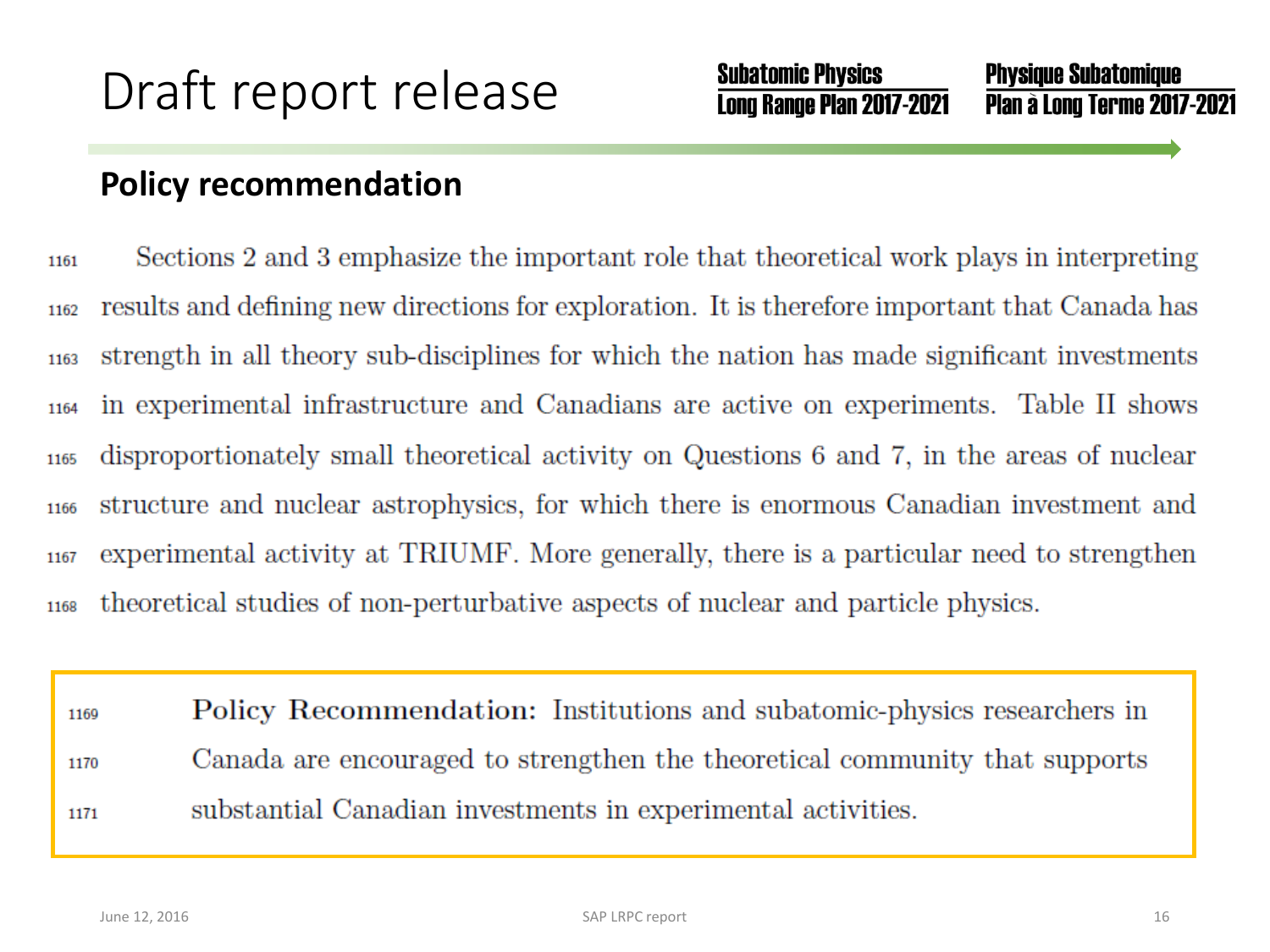# Draft report release

**Subatomic Physics Long Range Plan 2017-2021** | **Physique Subatomique Plan à Long Terme 2017-2021**

## Policy recommendation

Sections 2 and 3 emphasize the important role that theoretical work plays in interpreting results and defining new directions for exploration. It is therefore important that Canada has strength in all theory sub-disciplines for which the nation has made significant investments in experimental infrastructure and Canadians are active on experiments. Table II shows disproportionately small theoretical activity on Questions 6 and 7, in the areas of nuclear structure and nuclear astrophysics, for which there is enormous Canadian investment and experimental activity at TRIUMF. More generally, there is a particular need to strengthen theoretical studies of non-perturbative aspects of nuclear and particle physics.

> **Policy Recommendation:** Institutions and subatomic-physics researchers in Canada are encouraged to strengthen the theoretical community that supports substantial Canadian investments in experimental activities.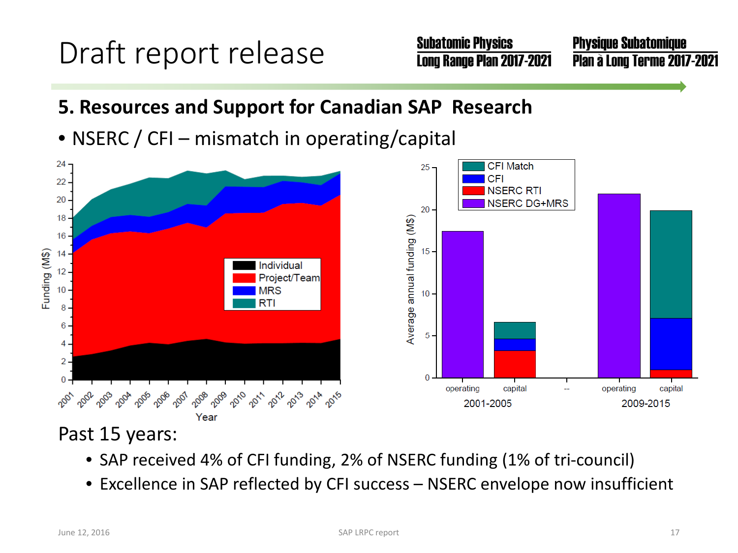# Draft report release

Subatomic Physics Long Range Plan 2017-2021

Physique Subatomique Plan à Long Terme 2017-2021

## 5. Resources and Support for Canadian SAP Research

- NSERC / CFI – mismatch in operating/capital

Past 15 years:

- SAP received 4% of CFI funding, 2% of NSERC funding (1% of tri-council)
- Excellence in SAP reflected by CFI success – NSERC envelope now insufficient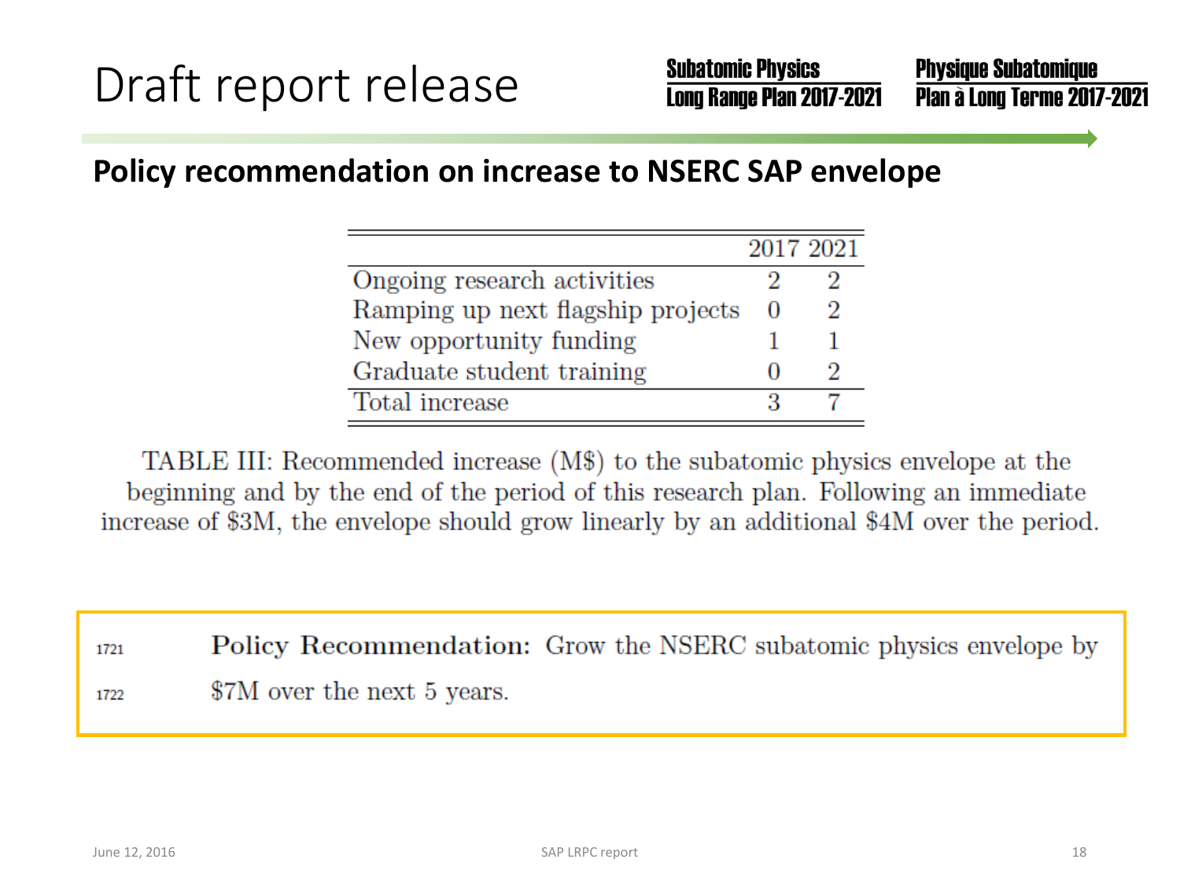# Draft report release

**Subatomic Physics Long Range Plan 2017-2021**

**Physique Subatomique Plan à Long Terme 2017-2021**

## Policy recommendation on increase to NSERC SAP envelope

| | 2017 | 2021 |
|---|---|---|
| Ongoing research activities | 2 | 2 |
| Ramping up next flagship projects | 0 | 2 |
| New opportunity funding | 1 | 1 |
| Graduate student training | 0 | 2 |
| Total increase | 3 | 7 |

TABLE III: Recommended increase (M$) to the subatomic physics envelope at the beginning and by the end of the period of this research plan. Following an immediate increase of $3M, the envelope should grow linearly by an additional $4M over the period.

1721 **Policy Recommendation:** Grow the NSERC subatomic physics envelope by
1722 $7M over the next 5 years.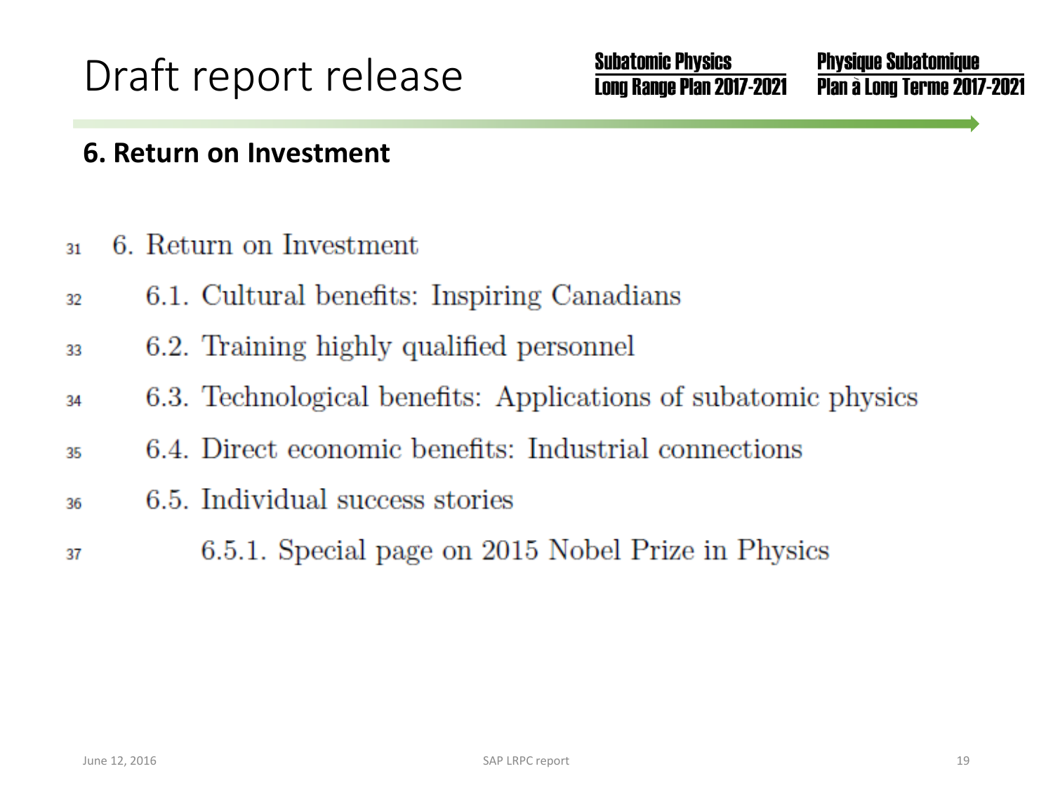# Draft report release

**Subatomic Physics Long Range Plan 2017-2021**

**Physique Subatomique Plan à Long Terme 2017-2021**

## 6. Return on Investment

31 6. Return on Investment

32 6.1. Cultural benefits: Inspiring Canadians

33 6.2. Training highly qualified personnel

34 6.3. Technological benefits: Applications of subatomic physics

35 6.4. Direct economic benefits: Industrial connections

36 6.5. Individual success stories

37 6.5.1. Special page on 2015 Nobel Prize in Physics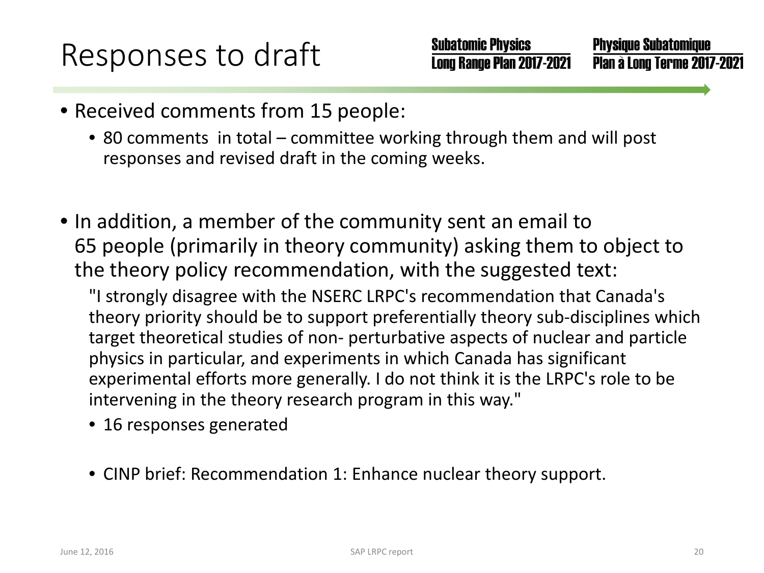# Responses to draft

- Received comments from 15 people:
  - 80 comments in total – committee working through them and will post responses and revised draft in the coming weeks.

- In addition, a member of the community sent an email to 65 people (primarily in theory community) asking them to object to the theory policy recommendation, with the suggested text:

  "I strongly disagree with the NSERC LRPC's recommendation that Canada's theory priority should be to support preferentially theory sub-disciplines which target theoretical studies of non- perturbative aspects of nuclear and particle physics in particular, and experiments in which Canada has significant experimental efforts more generally. I do not think it is the LRPC's role to be intervening in the theory research program in this way."

  - 16 responses generated
  - CINP brief: Recommendation 1: Enhance nuclear theory support.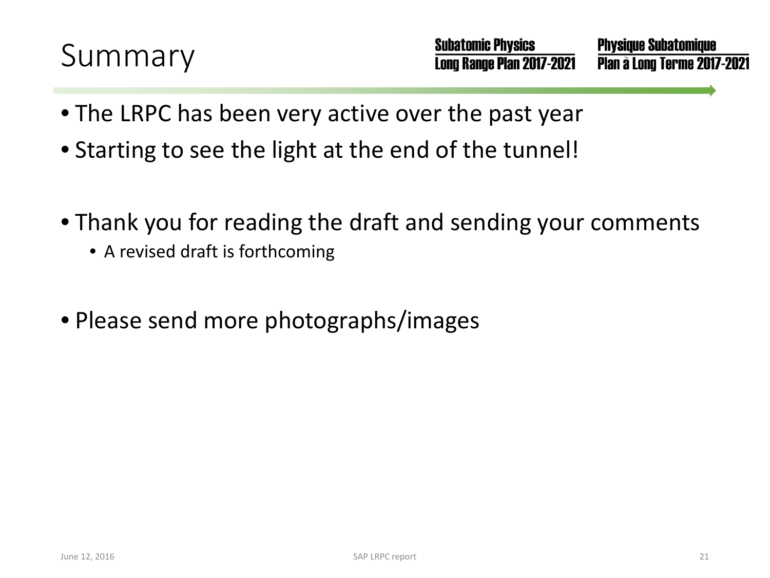# Summary

- The LRPC has been very active over the past year
- Starting to see the light at the end of the tunnel!

- Thank you for reading the draft and sending your comments
  - A revised draft is forthcoming

- Please send more photographs/images